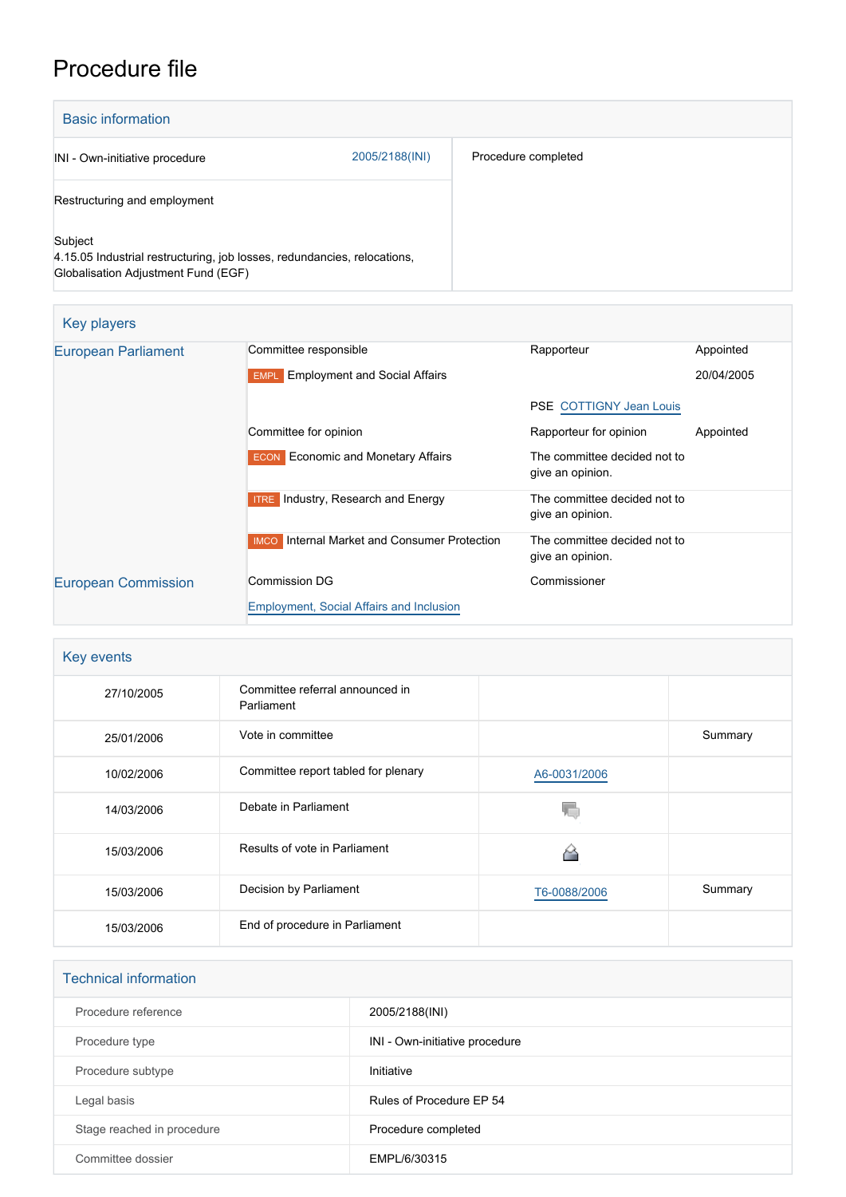# Procedure file

## Basic information

| | |
|---|---|
| INI - Own-initiative procedure 2005/2188(INI) | Procedure completed |
| Restructuring and employment | |
| Subject<br>4.15.05 Industrial restructuring, job losses, redundancies, relocations, Globalisation Adjustment Fund (EGF) | |

## Key players

| | | | |
|---|---|---|---|
| European Parliament | Committee responsible | Rapporteur | Appointed |
| | EMPL Employment and Social Affairs | PSE COTTIGNY Jean Louis | 20/04/2005 |
| | Committee for opinion | Rapporteur for opinion | Appointed |
| | ECON Economic and Monetary Affairs | The committee decided not to give an opinion. | |
| | ITRE Industry, Research and Energy | The committee decided not to give an opinion. | |
| | IMCO Internal Market and Consumer Protection | The committee decided not to give an opinion. | |
| European Commission | Commission DG | Commissioner | |
| | Employment, Social Affairs and Inclusion | | |

## Key events

| | | | |
|---|---|---|---|
| 27/10/2005 | Committee referral announced in Parliament | | |
| 25/01/2006 | Vote in committee | | Summary |
| 10/02/2006 | Committee report tabled for plenary | A6-0031/2006 | |
| 14/03/2006 | Debate in Parliament | | |
| 15/03/2006 | Results of vote in Parliament | | |
| 15/03/2006 | Decision by Parliament | T6-0088/2006 | Summary |
| 15/03/2006 | End of procedure in Parliament | | |

## Technical information

| | |
|---|---|
| Procedure reference | 2005/2188(INI) |
| Procedure type | INI - Own-initiative procedure |
| Procedure subtype | Initiative |
| Legal basis | Rules of Procedure EP 54 |
| Stage reached in procedure | Procedure completed |
| Committee dossier | EMPL/6/30315 |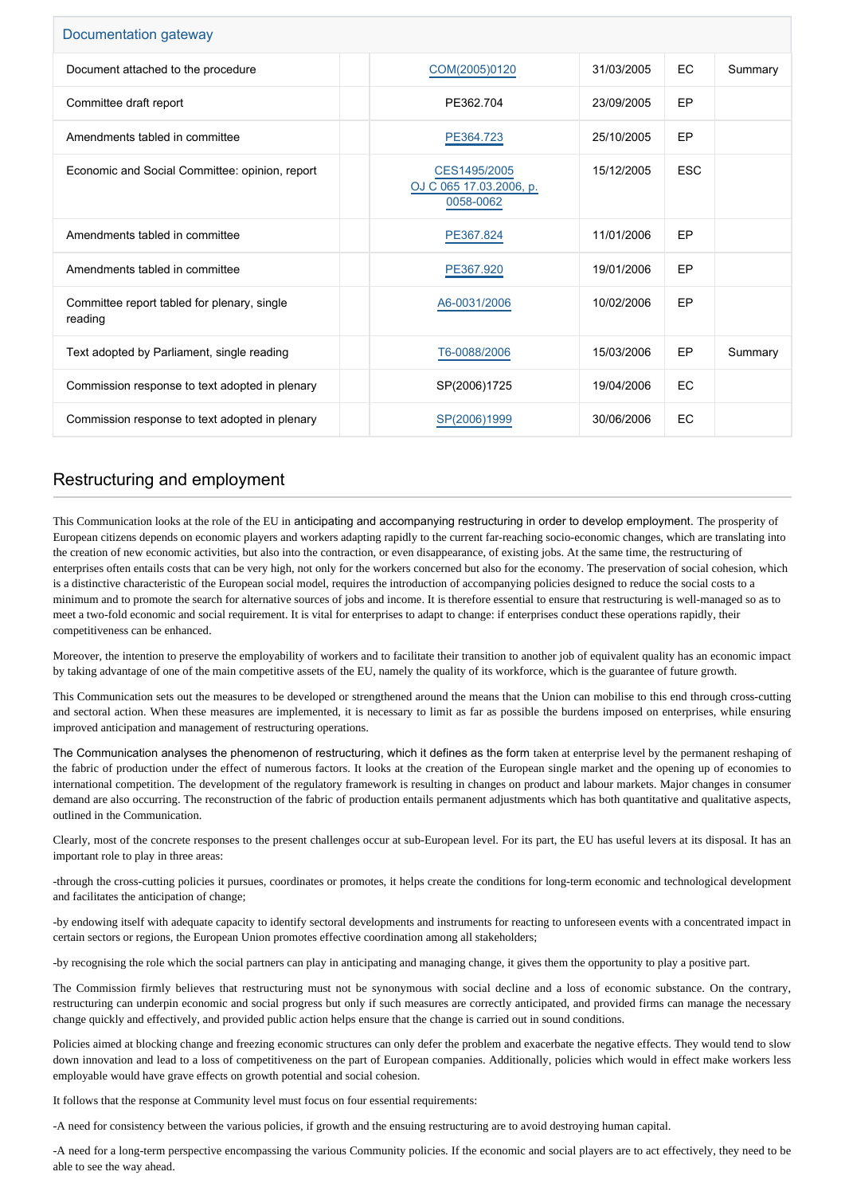| Documentation gateway | | | | | |
|---|---|---|---|---|---|
| Document attached to the procedure | | COM(2005)0120 | 31/03/2005 | EC | Summary |
| Committee draft report | | PE362.704 | 23/09/2005 | EP | |
| Amendments tabled in committee | | PE364.723 | 25/10/2005 | EP | |
| Economic and Social Committee: opinion, report | | CES1495/2005 OJ C 065 17.03.2006, p. 0058-0062 | 15/12/2005 | ESC | |
| Amendments tabled in committee | | PE367.824 | 11/01/2006 | EP | |
| Amendments tabled in committee | | PE367.920 | 19/01/2006 | EP | |
| Committee report tabled for plenary, single reading | | A6-0031/2006 | 10/02/2006 | EP | |
| Text adopted by Parliament, single reading | | T6-0088/2006 | 15/03/2006 | EP | Summary |
| Commission response to text adopted in plenary | | SP(2006)1725 | 19/04/2006 | EC | |
| Commission response to text adopted in plenary | | SP(2006)1999 | 30/06/2006 | EC | |

## Restructuring and employment

This Communication looks at the role of the EU in anticipating and accompanying restructuring in order to develop employment. The prosperity of European citizens depends on economic players and workers adapting rapidly to the current far-reaching socio-economic changes, which are translating into the creation of new economic activities, but also into the contraction, or even disappearance, of existing jobs. At the same time, the restructuring of enterprises often entails costs that can be very high, not only for the workers concerned but also for the economy. The preservation of social cohesion, which is a distinctive characteristic of the European social model, requires the introduction of accompanying policies designed to reduce the social costs to a minimum and to promote the search for alternative sources of jobs and income. It is therefore essential to ensure that restructuring is well-managed so as to meet a two-fold economic and social requirement. It is vital for enterprises to adapt to change: if enterprises conduct these operations rapidly, their competitiveness can be enhanced.

Moreover, the intention to preserve the employability of workers and to facilitate their transition to another job of equivalent quality has an economic impact by taking advantage of one of the main competitive assets of the EU, namely the quality of its workforce, which is the guarantee of future growth.

This Communication sets out the measures to be developed or strengthened around the means that the Union can mobilise to this end through cross-cutting and sectoral action. When these measures are implemented, it is necessary to limit as far as possible the burdens imposed on enterprises, while ensuring improved anticipation and management of restructuring operations.

The Communication analyses the phenomenon of restructuring, which it defines as the form taken at enterprise level by the permanent reshaping of the fabric of production under the effect of numerous factors. It looks at the creation of the European single market and the opening up of economies to international competition. The development of the regulatory framework is resulting in changes on product and labour markets. Major changes in consumer demand are also occurring. The reconstruction of the fabric of production entails permanent adjustments which has both quantitative and qualitative aspects, outlined in the Communication.

Clearly, most of the concrete responses to the present challenges occur at sub-European level. For its part, the EU has useful levers at its disposal. It has an important role to play in three areas:

-through the cross-cutting policies it pursues, coordinates or promotes, it helps create the conditions for long-term economic and technological development and facilitates the anticipation of change;

-by endowing itself with adequate capacity to identify sectoral developments and instruments for reacting to unforeseen events with a concentrated impact in certain sectors or regions, the European Union promotes effective coordination among all stakeholders;

-by recognising the role which the social partners can play in anticipating and managing change, it gives them the opportunity to play a positive part.

The Commission firmly believes that restructuring must not be synonymous with social decline and a loss of economic substance. On the contrary, restructuring can underpin economic and social progress but only if such measures are correctly anticipated, and provided firms can manage the necessary change quickly and effectively, and provided public action helps ensure that the change is carried out in sound conditions.

Policies aimed at blocking change and freezing economic structures can only defer the problem and exacerbate the negative effects. They would tend to slow down innovation and lead to a loss of competitiveness on the part of European companies. Additionally, policies which would in effect make workers less employable would have grave effects on growth potential and social cohesion.

It follows that the response at Community level must focus on four essential requirements:

-A need for consistency between the various policies, if growth and the ensuing restructuring are to avoid destroying human capital.

-A need for a long-term perspective encompassing the various Community policies. If the economic and social players are to act effectively, they need to be able to see the way ahead.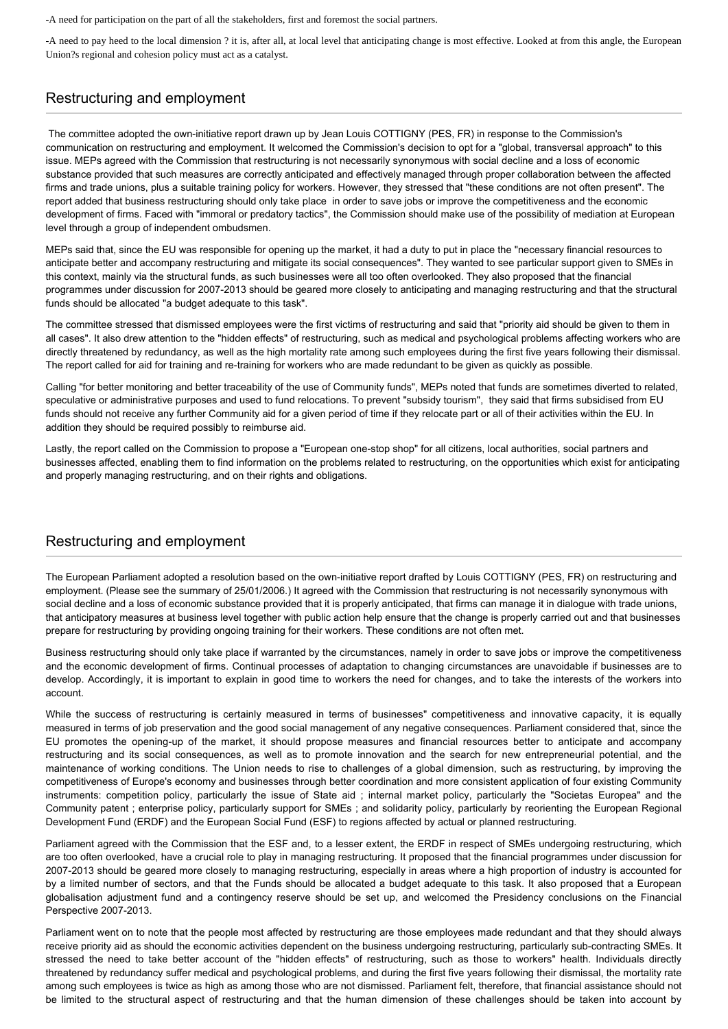-A need for participation on the part of all the stakeholders, first and foremost the social partners.

-A need to pay heed to the local dimension ? it is, after all, at local level that anticipating change is most effective. Looked at from this angle, the European Union?s regional and cohesion policy must act as a catalyst.

## Restructuring and employment

The committee adopted the own-initiative report drawn up by Jean Louis COTTIGNY (PES, FR) in response to the Commission's communication on restructuring and employment. It welcomed the Commission's decision to opt for a "global, transversal approach" to this issue. MEPs agreed with the Commission that restructuring is not necessarily synonymous with social decline and a loss of economic substance provided that such measures are correctly anticipated and effectively managed through proper collaboration between the affected firms and trade unions, plus a suitable training policy for workers. However, they stressed that "these conditions are not often present". The report added that business restructuring should only take place in order to save jobs or improve the competitiveness and the economic development of firms. Faced with "immoral or predatory tactics", the Commission should make use of the possibility of mediation at European level through a group of independent ombudsmen.

MEPs said that, since the EU was responsible for opening up the market, it had a duty to put in place the "necessary financial resources to anticipate better and accompany restructuring and mitigate its social consequences". They wanted to see particular support given to SMEs in this context, mainly via the structural funds, as such businesses were all too often overlooked. They also proposed that the financial programmes under discussion for 2007-2013 should be geared more closely to anticipating and managing restructuring and that the structural funds should be allocated "a budget adequate to this task".

The committee stressed that dismissed employees were the first victims of restructuring and said that "priority aid should be given to them in all cases". It also drew attention to the "hidden effects" of restructuring, such as medical and psychological problems affecting workers who are directly threatened by redundancy, as well as the high mortality rate among such employees during the first five years following their dismissal. The report called for aid for training and re-training for workers who are made redundant to be given as quickly as possible.

Calling "for better monitoring and better traceability of the use of Community funds", MEPs noted that funds are sometimes diverted to related, speculative or administrative purposes and used to fund relocations. To prevent "subsidy tourism", they said that firms subsidised from EU funds should not receive any further Community aid for a given period of time if they relocate part or all of their activities within the EU. In addition they should be required possibly to reimburse aid.

Lastly, the report called on the Commission to propose a "European one-stop shop" for all citizens, local authorities, social partners and businesses affected, enabling them to find information on the problems related to restructuring, on the opportunities which exist for anticipating and properly managing restructuring, and on their rights and obligations.

## Restructuring and employment

The European Parliament adopted a resolution based on the own-initiative report drafted by Louis COTTIGNY (PES, FR) on restructuring and employment. (Please see the summary of 25/01/2006.) It agreed with the Commission that restructuring is not necessarily synonymous with social decline and a loss of economic substance provided that it is properly anticipated, that firms can manage it in dialogue with trade unions, that anticipatory measures at business level together with public action help ensure that the change is properly carried out and that businesses prepare for restructuring by providing ongoing training for their workers. These conditions are not often met.

Business restructuring should only take place if warranted by the circumstances, namely in order to save jobs or improve the competitiveness and the economic development of firms. Continual processes of adaptation to changing circumstances are unavoidable if businesses are to develop. Accordingly, it is important to explain in good time to workers the need for changes, and to take the interests of the workers into account.

While the success of restructuring is certainly measured in terms of businesses" competitiveness and innovative capacity, it is equally measured in terms of job preservation and the good social management of any negative consequences. Parliament considered that, since the EU promotes the opening-up of the market, it should propose measures and financial resources better to anticipate and accompany restructuring and its social consequences, as well as to promote innovation and the search for new entrepreneurial potential, and the maintenance of working conditions. The Union needs to rise to challenges of a global dimension, such as restructuring, by improving the competitiveness of Europe's economy and businesses through better coordination and more consistent application of four existing Community instruments: competition policy, particularly the issue of State aid ; internal market policy, particularly the "Societas Europea" and the Community patent ; enterprise policy, particularly support for SMEs ; and solidarity policy, particularly by reorienting the European Regional Development Fund (ERDF) and the European Social Fund (ESF) to regions affected by actual or planned restructuring.

Parliament agreed with the Commission that the ESF and, to a lesser extent, the ERDF in respect of SMEs undergoing restructuring, which are too often overlooked, have a crucial role to play in managing restructuring. It proposed that the financial programmes under discussion for 2007-2013 should be geared more closely to managing restructuring, especially in areas where a high proportion of industry is accounted for by a limited number of sectors, and that the Funds should be allocated a budget adequate to this task. It also proposed that a European globalisation adjustment fund and a contingency reserve should be set up, and welcomed the Presidency conclusions on the Financial Perspective 2007-2013.

Parliament went on to note that the people most affected by restructuring are those employees made redundant and that they should always receive priority aid as should the economic activities dependent on the business undergoing restructuring, particularly sub-contracting SMEs. It stressed the need to take better account of the "hidden effects" of restructuring, such as those to workers" health. Individuals directly threatened by redundancy suffer medical and psychological problems, and during the first five years following their dismissal, the mortality rate among such employees is twice as high as among those who are not dismissed. Parliament felt, therefore, that financial assistance should not be limited to the structural aspect of restructuring and that the human dimension of these challenges should be taken into account by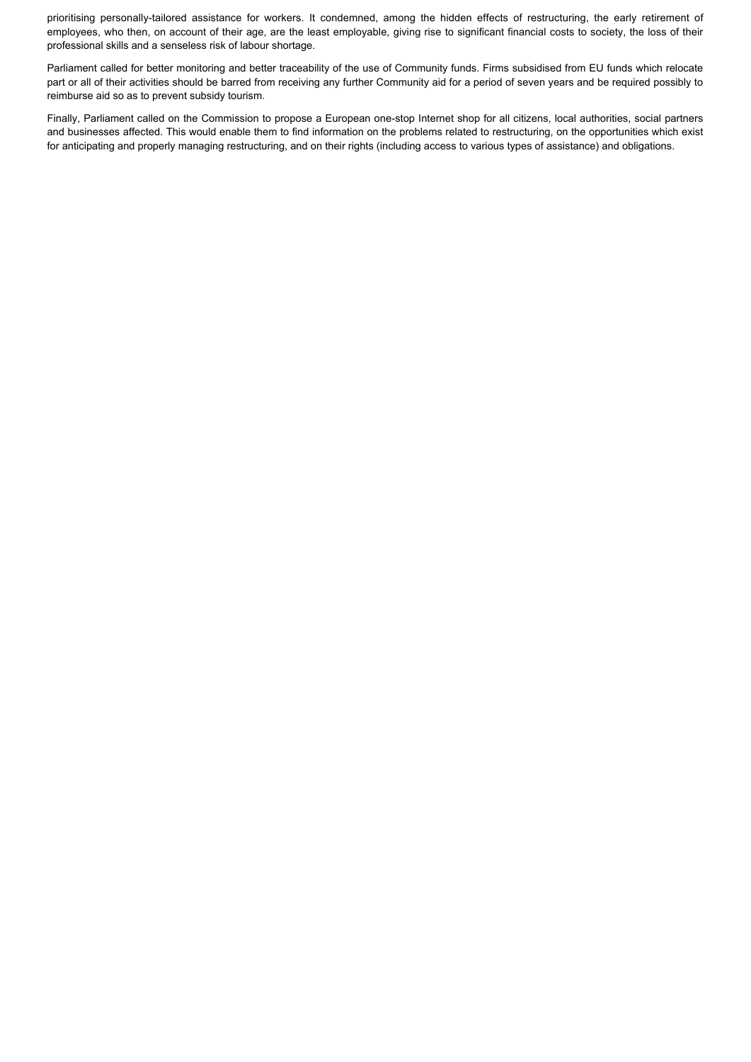prioritising personally-tailored assistance for workers. It condemned, among the hidden effects of restructuring, the early retirement of employees, who then, on account of their age, are the least employable, giving rise to significant financial costs to society, the loss of their professional skills and a senseless risk of labour shortage.

Parliament called for better monitoring and better traceability of the use of Community funds. Firms subsidised from EU funds which relocate part or all of their activities should be barred from receiving any further Community aid for a period of seven years and be required possibly to reimburse aid so as to prevent subsidy tourism.

Finally, Parliament called on the Commission to propose a European one-stop Internet shop for all citizens, local authorities, social partners and businesses affected. This would enable them to find information on the problems related to restructuring, on the opportunities which exist for anticipating and properly managing restructuring, and on their rights (including access to various types of assistance) and obligations.